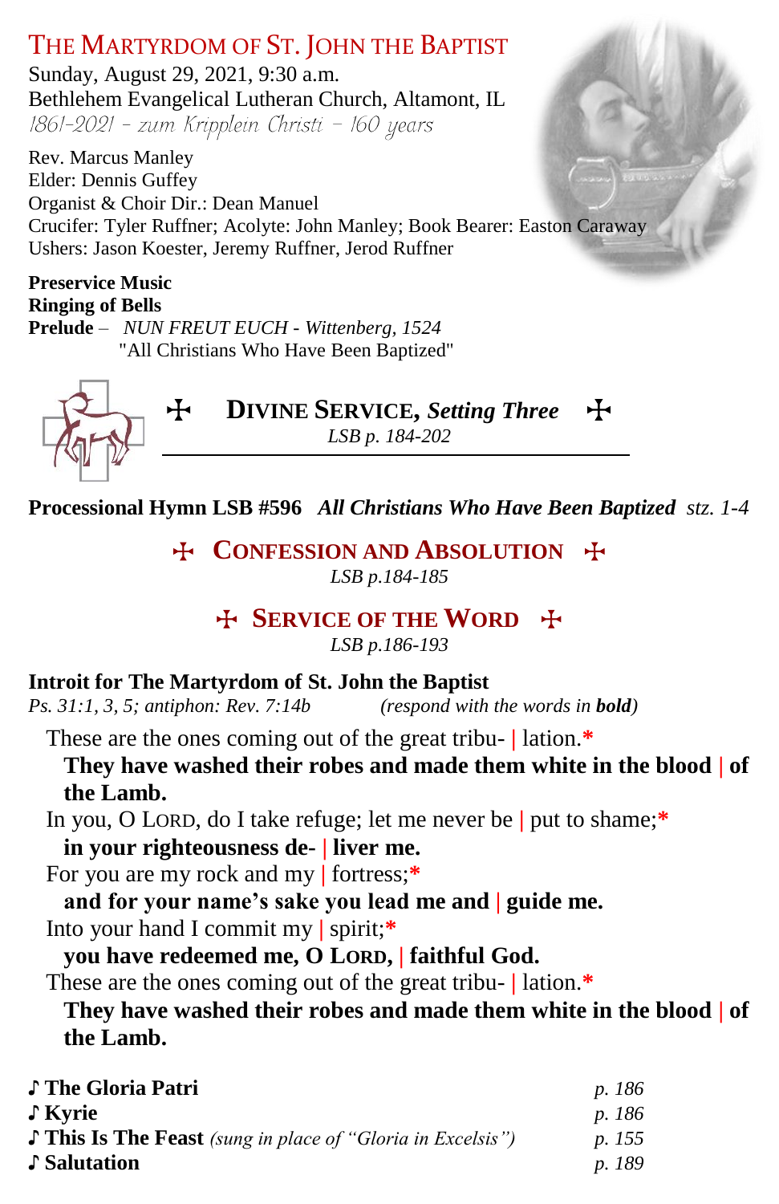# The Martyrdom of St. John the Baptist

Sunday, August 29, 2021, 9:30 a.m.
Bethlehem Evangelical Lutheran Church, Altamont, IL
*1861-2021 – zum Kripplein Christi – 160 years*

Rev. Marcus Manley
Elder: Dennis Guffey
Organist & Choir Dir.: Dean Manuel
Crucifer: Tyler Ruffner; Acolyte: John Manley; Book Bearer: Easton Caraway
Ushers: Jason Koester, Jeremy Ruffner, Jerod Ruffner

**Preservice Music**
**Ringing of Bells**
**Prelude** – *NUN FREUT EUCH - Wittenberg, 1524*
"All Christians Who Have Been Baptized"

## ☩ Divine Service, *Setting Three* ☩

*LSB p. 184-202*

**Processional Hymn LSB #596** ***All Christians Who Have Been Baptized*** *stz. 1-4*

## ☩ Confession and Absolution ☩

*LSB p.184-185*

## ☩ Service of the Word ☩

*LSB p.186-193*

**Introit for The Martyrdom of St. John the Baptist**
*Ps. 31:1, 3, 5; antiphon: Rev. 7:14b* *(respond with the words in* ***bold****)*

These are the ones coming out of the great tribu- | lation.*
**They have washed their robes and made them white in the blood | of the Lamb.**
In you, O LORD, do I take refuge; let me never be | put to shame;*
**in your righteousness de- | liver me.**
For you are my rock and my | fortress;*
**and for your name's sake you lead me and | guide me.**
Into your hand I commit my | spirit;*
**you have redeemed me, O LORD, | faithful God.**
These are the ones coming out of the great tribu- | lation.*
**They have washed their robes and made them white in the blood | of the Lamb.**

♪ **The Gloria Patri** *p. 186*
♪ **Kyrie** *p. 186*
♪ **This Is The Feast** *(sung in place of "Gloria in Excelsis")* *p. 155*
♪ **Salutation** *p. 189*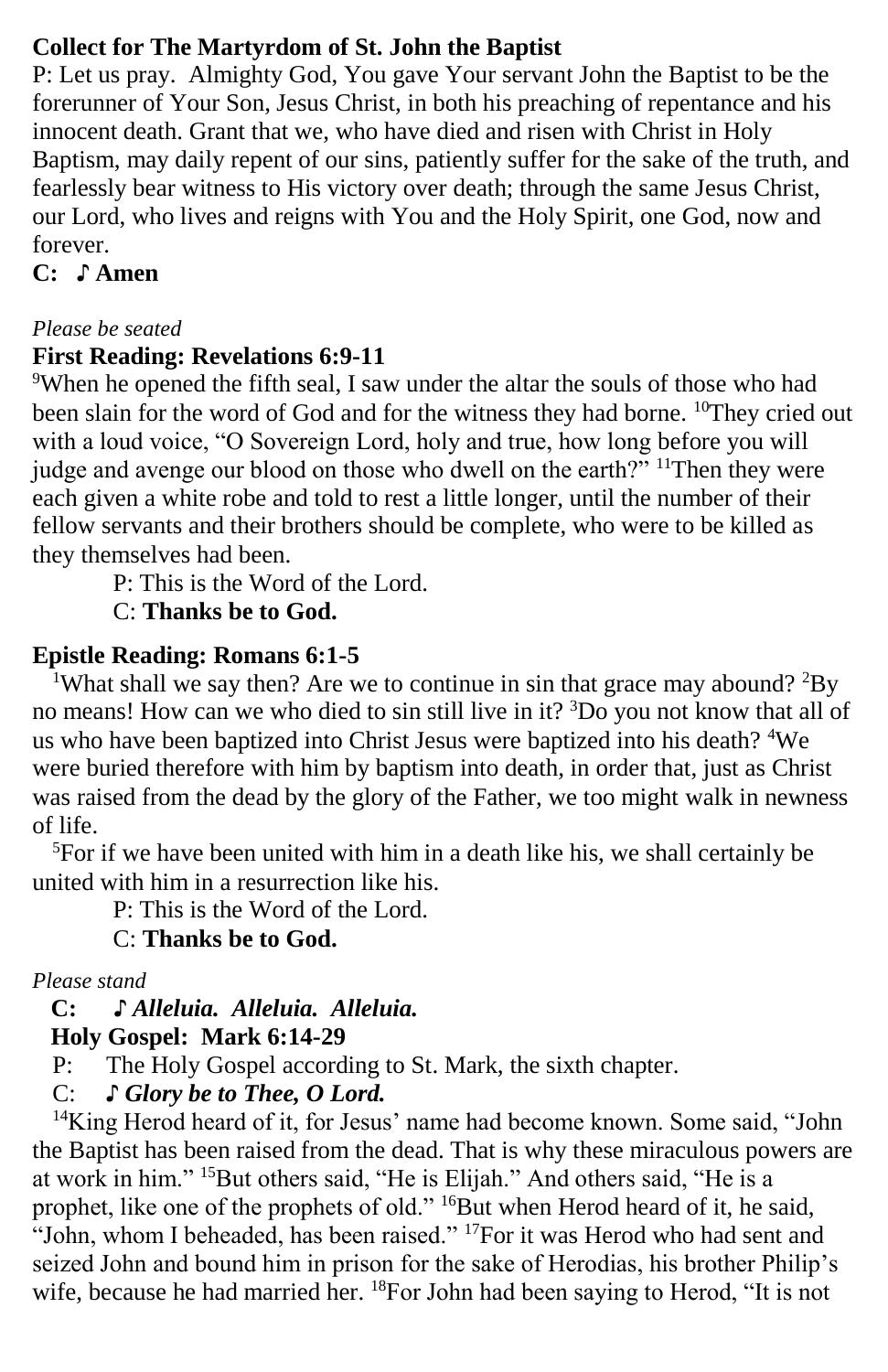**Collect for The Martyrdom of St. John the Baptist**

P: Let us pray. Almighty God, You gave Your servant John the Baptist to be the forerunner of Your Son, Jesus Christ, in both his preaching of repentance and his innocent death. Grant that we, who have died and risen with Christ in Holy Baptism, may daily repent of our sins, patiently suffer for the sake of the truth, and fearlessly bear witness to His victory over death; through the same Jesus Christ, our Lord, who lives and reigns with You and the Holy Spirit, one God, now and forever.

**C: ♪ Amen**

*Please be seated*

**First Reading: Revelations 6:9-11**

[9]When he opened the fifth seal, I saw under the altar the souls of those who had been slain for the word of God and for the witness they had borne. [10]They cried out with a loud voice, "O Sovereign Lord, holy and true, how long before you will judge and avenge our blood on those who dwell on the earth?" [11]Then they were each given a white robe and told to rest a little longer, until the number of their fellow servants and their brothers should be complete, who were to be killed as they themselves had been.

P: This is the Word of the Lord.
C: **Thanks be to God.**

**Epistle Reading: Romans 6:1-5**

[1]What shall we say then? Are we to continue in sin that grace may abound? [2]By no means! How can we who died to sin still live in it? [3]Do you not know that all of us who have been baptized into Christ Jesus were baptized into his death? [4]We were buried therefore with him by baptism into death, in order that, just as Christ was raised from the dead by the glory of the Father, we too might walk in newness of life.

[5]For if we have been united with him in a death like his, we shall certainly be united with him in a resurrection like his.

P: This is the Word of the Lord.
C: **Thanks be to God.**

*Please stand*

**C: ♪ *Alleluia. Alleluia. Alleluia.***

**Holy Gospel: Mark 6:14-29**

P: The Holy Gospel according to St. Mark, the sixth chapter.
C: ***♪ Glory be to Thee, O Lord.***

[14]King Herod heard of it, for Jesus' name had become known. Some said, "John the Baptist has been raised from the dead. That is why these miraculous powers are at work in him." [15]But others said, "He is Elijah." And others said, "He is a prophet, like one of the prophets of old." [16]But when Herod heard of it, he said, "John, whom I beheaded, has been raised." [17]For it was Herod who had sent and seized John and bound him in prison for the sake of Herodias, his brother Philip's wife, because he had married her. [18]For John had been saying to Herod, "It is not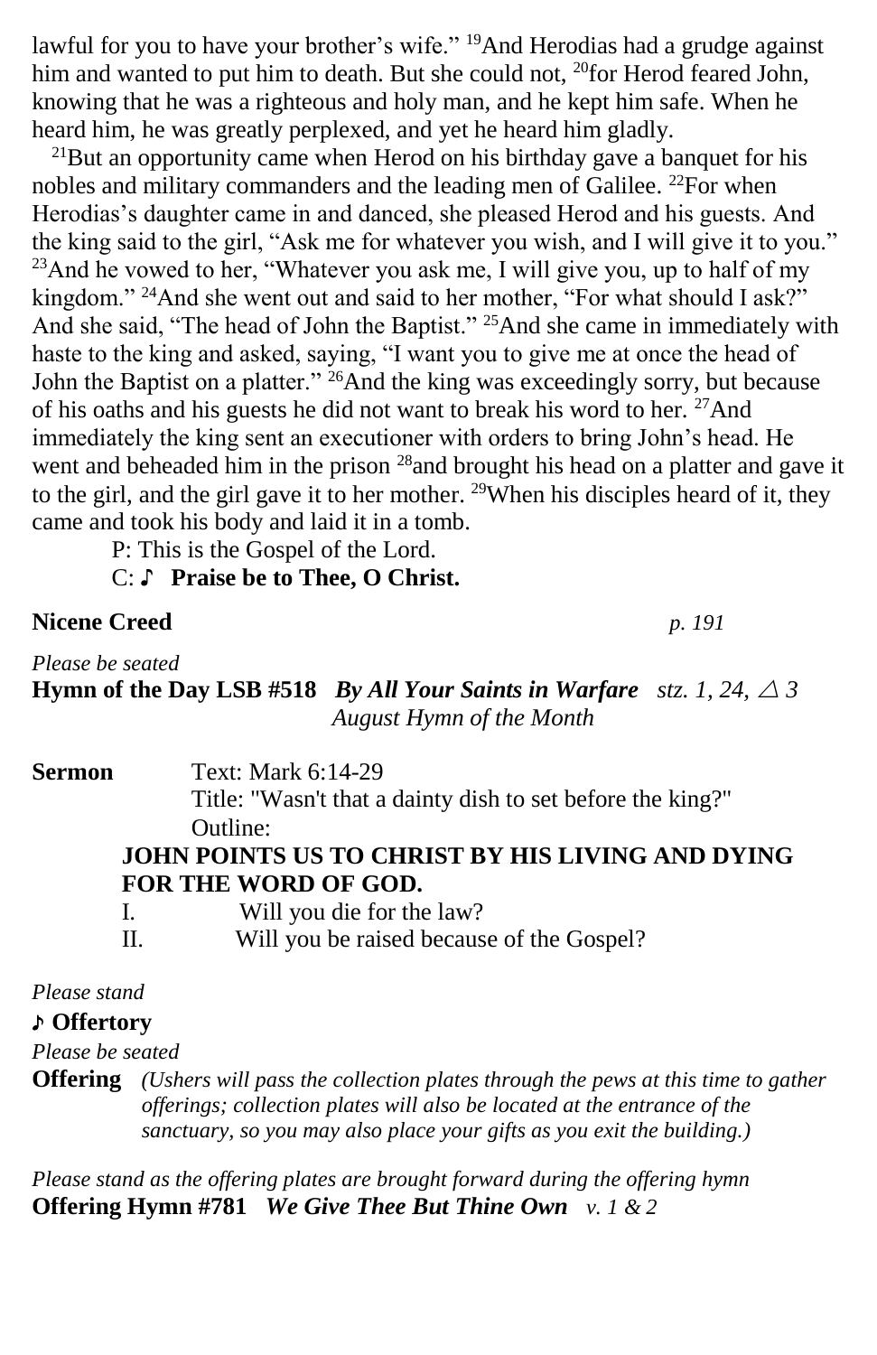lawful for you to have your brother's wife." [19]And Herodias had a grudge against him and wanted to put him to death. But she could not, [20]for Herod feared John, knowing that he was a righteous and holy man, and he kept him safe. When he heard him, he was greatly perplexed, and yet he heard him gladly.

[21]But an opportunity came when Herod on his birthday gave a banquet for his nobles and military commanders and the leading men of Galilee. [22]For when Herodias's daughter came in and danced, she pleased Herod and his guests. And the king said to the girl, "Ask me for whatever you wish, and I will give it to you." [23]And he vowed to her, "Whatever you ask me, I will give you, up to half of my kingdom." [24]And she went out and said to her mother, "For what should I ask?" And she said, "The head of John the Baptist." [25]And she came in immediately with haste to the king and asked, saying, "I want you to give me at once the head of John the Baptist on a platter." [26]And the king was exceedingly sorry, but because of his oaths and his guests he did not want to break his word to her. [27]And immediately the king sent an executioner with orders to bring John's head. He went and beheaded him in the prison [28]and brought his head on a platter and gave it to the girl, and the girl gave it to her mother. [29]When his disciples heard of it, they came and took his body and laid it in a tomb.

P: This is the Gospel of the Lord.
C: ♪ **Praise be to Thee, O Christ.**

**Nicene Creed** *p. 191*

*Please be seated*

**Hymn of the Day LSB #518** ***By All Your Saints in Warfare*** *stz. 1, 24, △ 3*
*August Hymn of the Month*

**Sermon** Text: Mark 6:14-29
Title: "Wasn't that a dainty dish to set before the king?"
Outline:

**JOHN POINTS US TO CHRIST BY HIS LIVING AND DYING FOR THE WORD OF GOD.**

I. Will you die for the law?
II. Will you be raised because of the Gospel?

*Please stand*

♪ **Offertory**

*Please be seated*

**Offering** *(Ushers will pass the collection plates through the pews at this time to gather offerings; collection plates will also be located at the entrance of the sanctuary, so you may also place your gifts as you exit the building.)*

*Please stand as the offering plates are brought forward during the offering hymn*

**Offering Hymn #781** ***We Give Thee But Thine Own*** *v. 1 & 2*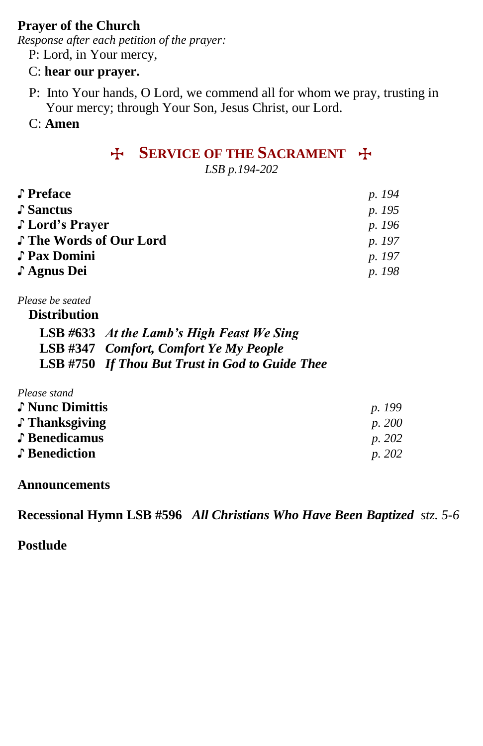**Prayer of the Church**

*Response after each petition of the prayer:*

P: Lord, in Your mercy,

C: **hear our prayer.**

P: Into Your hands, O Lord, we commend all for whom we pray, trusting in Your mercy; through Your Son, Jesus Christ, our Lord.

C: **Amen**

## ☩ SERVICE OF THE SACRAMENT ☩

*LSB p.194-202*

| | |
|---|---|
| ♪ **Preface** | *p. 194* |
| ♪ **Sanctus** | *p. 195* |
| ♪ **Lord's Prayer** | *p. 196* |
| ♪ **The Words of Our Lord** | *p. 197* |
| ♪ **Pax Domini** | *p. 197* |
| ♪ **Agnus Dei** | *p. 198* |

*Please be seated*

**Distribution**

**LSB #633** ***At the Lamb's High Feast We Sing***

**LSB #347** ***Comfort, Comfort Ye My People***

**LSB #750** ***If Thou But Trust in God to Guide Thee***

*Please stand*

| | |
|---|---|
| ♪ **Nunc Dimittis** | *p. 199* |
| ♪ **Thanksgiving** | *p. 200* |
| ♪ **Benedicamus** | *p. 202* |
| ♪ **Benediction** | *p. 202* |

**Announcements**

**Recessional Hymn LSB #596** ***All Christians Who Have Been Baptized*** *stz. 5-6*

**Postlude**